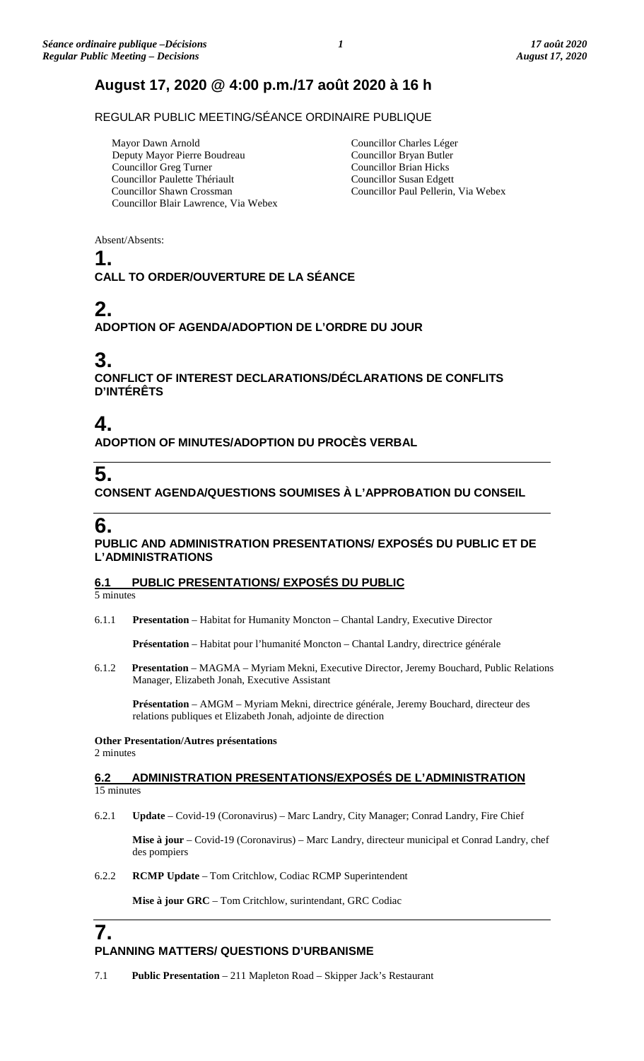# August 17, 2020 @ 4:00 p.m./17 août 2020 à 16 h

REGULAR PUBLIC MEETING/SÉANCE ORDINAIRE PUBLIQUE

Mayor Dawn Arnold
Deputy Mayor Pierre Boudreau
Councillor Greg Turner
Councillor Paulette Thériault
Councillor Shawn Crossman
Councillor Blair Lawrence, Via Webex
Councillor Charles Léger
Councillor Bryan Butler
Councillor Brian Hicks
Councillor Susan Edgett
Councillor Paul Pellerin, Via Webex

Absent/Absents:

## 1. CALL TO ORDER/OUVERTURE DE LA SÉANCE

## 2. ADOPTION OF AGENDA/ADOPTION DE L'ORDRE DU JOUR

## 3. CONFLICT OF INTEREST DECLARATIONS/DÉCLARATIONS DE CONFLITS D'INTÉRÊTS

## 4. ADOPTION OF MINUTES/ADOPTION DU PROCÈS VERBAL

## 5. CONSENT AGENDA/QUESTIONS SOUMISES À L'APPROBATION DU CONSEIL

## 6. PUBLIC AND ADMINISTRATION PRESENTATIONS/ EXPOSÉS DU PUBLIC ET DE L'ADMINISTRATIONS

### 6.1 PUBLIC PRESENTATIONS/ EXPOSÉS DU PUBLIC

5 minutes

6.1.1 **Presentation** – Habitat for Humanity Moncton – Chantal Landry, Executive Director

**Présentation** – Habitat pour l'humanité Moncton – Chantal Landry, directrice générale

6.1.2 **Presentation** – MAGMA – Myriam Mekni, Executive Director, Jeremy Bouchard, Public Relations Manager, Elizabeth Jonah, Executive Assistant

**Présentation** – AMGM – Myriam Mekni, directrice générale, Jeremy Bouchard, directeur des relations publiques et Elizabeth Jonah, adjointe de direction

**Other Presentation/Autres présentations**
2 minutes

### 6.2 ADMINISTRATION PRESENTATIONS/EXPOSÉS DE L'ADMINISTRATION

15 minutes

6.2.1 **Update** – Covid-19 (Coronavirus) – Marc Landry, City Manager; Conrad Landry, Fire Chief

**Mise à jour** – Covid-19 (Coronavirus) – Marc Landry, directeur municipal et Conrad Landry, chef des pompiers

6.2.2 **RCMP Update** – Tom Critchlow, Codiac RCMP Superintendent

**Mise à jour GRC** – Tom Critchlow, surintendant, GRC Codiac

## 7. PLANNING MATTERS/ QUESTIONS D'URBANISME

7.1 **Public Presentation** – 211 Mapleton Road – Skipper Jack's Restaurant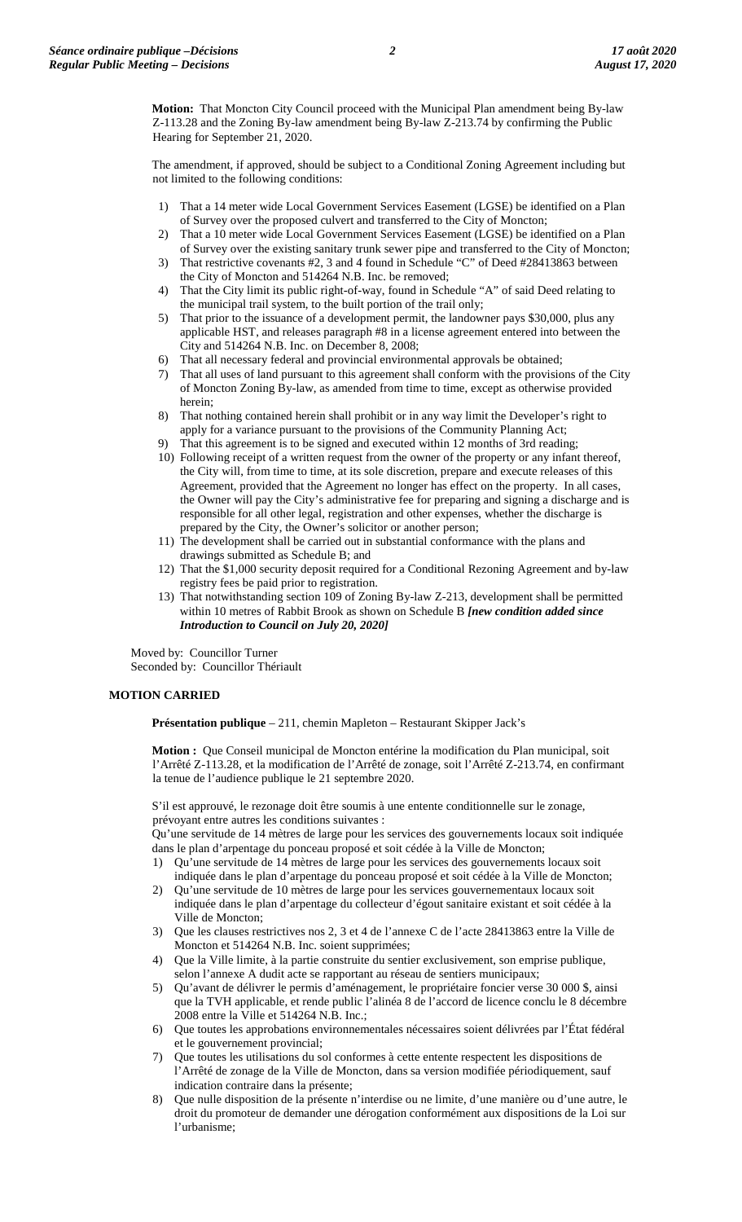**Motion:** That Moncton City Council proceed with the Municipal Plan amendment being By-law Z-113.28 and the Zoning By-law amendment being By-law Z-213.74 by confirming the Public Hearing for September 21, 2020.

The amendment, if approved, should be subject to a Conditional Zoning Agreement including but not limited to the following conditions:

1) That a 14 meter wide Local Government Services Easement (LGSE) be identified on a Plan of Survey over the proposed culvert and transferred to the City of Moncton;
2) That a 10 meter wide Local Government Services Easement (LGSE) be identified on a Plan of Survey over the existing sanitary trunk sewer pipe and transferred to the City of Moncton;
3) That restrictive covenants #2, 3 and 4 found in Schedule "C" of Deed #28413863 between the City of Moncton and 514264 N.B. Inc. be removed;
4) That the City limit its public right-of-way, found in Schedule "A" of said Deed relating to the municipal trail system, to the built portion of the trail only;
5) That prior to the issuance of a development permit, the landowner pays $30,000, plus any applicable HST, and releases paragraph #8 in a license agreement entered into between the City and 514264 N.B. Inc. on December 8, 2008;
6) That all necessary federal and provincial environmental approvals be obtained;
7) That all uses of land pursuant to this agreement shall conform with the provisions of the City of Moncton Zoning By-law, as amended from time to time, except as otherwise provided herein;
8) That nothing contained herein shall prohibit or in any way limit the Developer's right to apply for a variance pursuant to the provisions of the Community Planning Act;
9) That this agreement is to be signed and executed within 12 months of 3rd reading;
10) Following receipt of a written request from the owner of the property or any infant thereof, the City will, from time to time, at its sole discretion, prepare and execute releases of this Agreement, provided that the Agreement no longer has effect on the property. In all cases, the Owner will pay the City's administrative fee for preparing and signing a discharge and is responsible for all other legal, registration and other expenses, whether the discharge is prepared by the City, the Owner's solicitor or another person;
11) The development shall be carried out in substantial conformance with the plans and drawings submitted as Schedule B; and
12) That the $1,000 security deposit required for a Conditional Rezoning Agreement and by-law registry fees be paid prior to registration.
13) That notwithstanding section 109 of Zoning By-law Z-213, development shall be permitted within 10 metres of Rabbit Brook as shown on Schedule B ***[new condition added since Introduction to Council on July 20, 2020]***

Moved by: Councillor Turner
Seconded by: Councillor Thériault

**MOTION CARRIED**

**Présentation publique** – 211, chemin Mapleton – Restaurant Skipper Jack's

**Motion :** Que Conseil municipal de Moncton entérine la modification du Plan municipal, soit l'Arrêté Z-113.28, et la modification de l'Arrêté de zonage, soit l'Arrêté Z-213.74, en confirmant la tenue de l'audience publique le 21 septembre 2020.

S'il est approuvé, le rezonage doit être soumis à une entente conditionnelle sur le zonage, prévoyant entre autres les conditions suivantes :

Qu'une servitude de 14 mètres de large pour les services des gouvernements locaux soit indiquée dans le plan d'arpentage du ponceau proposé et soit cédée à la Ville de Moncton;

1) Qu'une servitude de 14 mètres de large pour les services des gouvernements locaux soit indiquée dans le plan d'arpentage du ponceau proposé et soit cédée à la Ville de Moncton;
2) Qu'une servitude de 10 mètres de large pour les services gouvernementaux locaux soit indiquée dans le plan d'arpentage du collecteur d'égout sanitaire existant et soit cédée à la Ville de Moncton;
3) Que les clauses restrictives nos 2, 3 et 4 de l'annexe C de l'acte 28413863 entre la Ville de Moncton et 514264 N.B. Inc. soient supprimées;
4) Que la Ville limite, à la partie construite du sentier exclusivement, son emprise publique, selon l'annexe A dudit acte se rapportant au réseau de sentiers municipaux;
5) Qu'avant de délivrer le permis d'aménagement, le propriétaire foncier verse 30 000 $, ainsi que la TVH applicable, et rende public l'alinéa 8 de l'accord de licence conclu le 8 décembre 2008 entre la Ville et 514264 N.B. Inc.;
6) Que toutes les approbations environnementales nécessaires soient délivrées par l'État fédéral et le gouvernement provincial;
7) Que toutes les utilisations du sol conformes à cette entente respectent les dispositions de l'Arrêté de zonage de la Ville de Moncton, dans sa version modifiée périodiquement, sauf indication contraire dans la présente;
8) Que nulle disposition de la présente n'interdise ou ne limite, d'une manière ou d'une autre, le droit du promoteur de demander une dérogation conformément aux dispositions de la Loi sur l'urbanisme;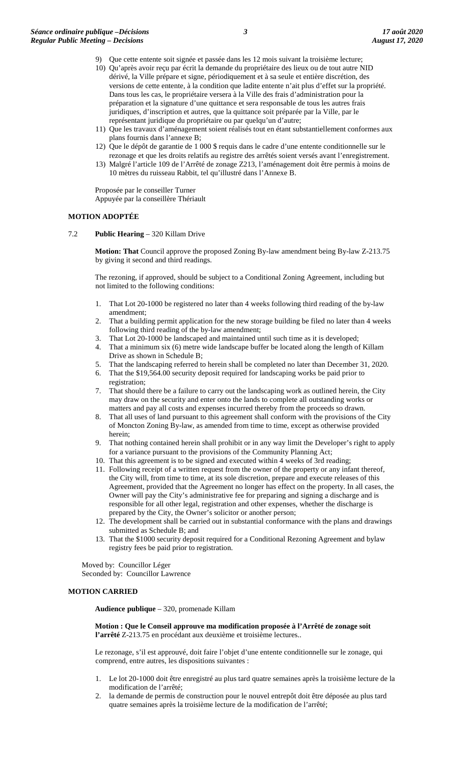9) Que cette entente soit signée et passée dans les 12 mois suivant la troisième lecture;
10) Qu'après avoir reçu par écrit la demande du propriétaire des lieux ou de tout autre NID dérivé, la Ville prépare et signe, périodiquement et à sa seule et entière discrétion, des versions de cette entente, à la condition que ladite entente n'ait plus d'effet sur la propriété. Dans tous les cas, le propriétaire versera à la Ville des frais d'administration pour la préparation et la signature d'une quittance et sera responsable de tous les autres frais juridiques, d'inscription et autres, que la quittance soit préparée par la Ville, par le représentant juridique du propriétaire ou par quelqu'un d'autre;
11) Que les travaux d'aménagement soient réalisés tout en étant substantiellement conformes aux plans fournis dans l'annexe B;
12) Que le dépôt de garantie de 1 000 $ requis dans le cadre d'une entente conditionnelle sur le rezonage et que les droits relatifs au registre des arrêtés soient versés avant l'enregistrement.
13) Malgré l'article 109 de l'Arrêté de zonage Z213, l'aménagement doit être permis à moins de 10 mètres du ruisseau Rabbit, tel qu'illustré dans l'Annexe B.

Proposée par le conseiller Turner
Appuyée par la conseillère Thériault

**MOTION ADOPTÉE**

7.2 **Public Hearing** – 320 Killam Drive

**Motion: That** Council approve the proposed Zoning By-law amendment being By-law Z-213.75 by giving it second and third readings.

The rezoning, if approved, should be subject to a Conditional Zoning Agreement, including but not limited to the following conditions:

1. That Lot 20-1000 be registered no later than 4 weeks following third reading of the by-law amendment;
2. That a building permit application for the new storage building be filed no later than 4 weeks following third reading of the by-law amendment;
3. That Lot 20-1000 be landscaped and maintained until such time as it is developed;
4. That a minimum six (6) metre wide landscape buffer be located along the length of Killam Drive as shown in Schedule B;
5. That the landscaping referred to herein shall be completed no later than December 31, 2020.
6. That the $19,564.00 security deposit required for landscaping works be paid prior to registration;
7. That should there be a failure to carry out the landscaping work as outlined herein, the City may draw on the security and enter onto the lands to complete all outstanding works or matters and pay all costs and expenses incurred thereby from the proceeds so drawn.
8. That all uses of land pursuant to this agreement shall conform with the provisions of the City of Moncton Zoning By-law, as amended from time to time, except as otherwise provided herein;
9. That nothing contained herein shall prohibit or in any way limit the Developer's right to apply for a variance pursuant to the provisions of the Community Planning Act;
10. That this agreement is to be signed and executed within 4 weeks of 3rd reading;
11. Following receipt of a written request from the owner of the property or any infant thereof, the City will, from time to time, at its sole discretion, prepare and execute releases of this Agreement, provided that the Agreement no longer has effect on the property. In all cases, the Owner will pay the City's administrative fee for preparing and signing a discharge and is responsible for all other legal, registration and other expenses, whether the discharge is prepared by the City, the Owner's solicitor or another person;
12. The development shall be carried out in substantial conformance with the plans and drawings submitted as Schedule B; and
13. That the $1000 security deposit required for a Conditional Rezoning Agreement and bylaw registry fees be paid prior to registration.

Moved by: Councillor Léger
Seconded by: Councillor Lawrence

**MOTION CARRIED**

**Audience publique** – 320, promenade Killam

**Motion : Que le Conseil approuve ma modification proposée à l'Arrêté de zonage soit l'arrêté** Z-213.75 en procédant aux deuxième et troisième lectures..

Le rezonage, s'il est approuvé, doit faire l'objet d'une entente conditionnelle sur le zonage, qui comprend, entre autres, les dispositions suivantes :

1. Le lot 20-1000 doit être enregistré au plus tard quatre semaines après la troisième lecture de la modification de l'arrêté;
2. la demande de permis de construction pour le nouvel entrepôt doit être déposée au plus tard quatre semaines après la troisième lecture de la modification de l'arrêté;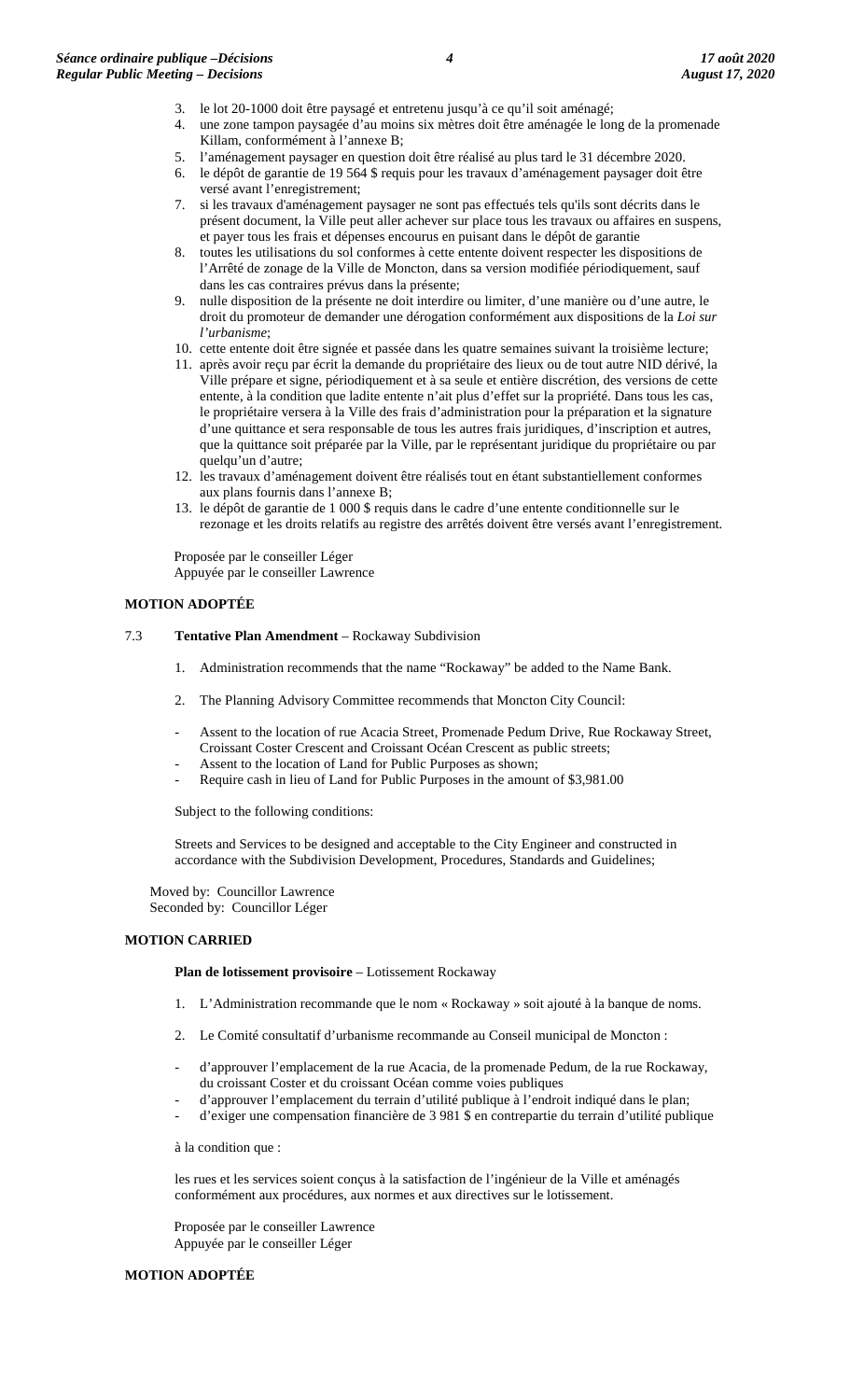3. le lot 20-1000 doit être paysagé et entretenu jusqu'à ce qu'il soit aménagé;
4. une zone tampon paysagée d'au moins six mètres doit être aménagée le long de la promenade Killam, conformément à l'annexe B;
5. l'aménagement paysager en question doit être réalisé au plus tard le 31 décembre 2020.
6. le dépôt de garantie de 19 564 $ requis pour les travaux d'aménagement paysager doit être versé avant l'enregistrement;
7. si les travaux d'aménagement paysager ne sont pas effectués tels qu'ils sont décrits dans le présent document, la Ville peut aller achever sur place tous les travaux ou affaires en suspens, et payer tous les frais et dépenses encourus en puisant dans le dépôt de garantie
8. toutes les utilisations du sol conformes à cette entente doivent respecter les dispositions de l'Arrêté de zonage de la Ville de Moncton, dans sa version modifiée périodiquement, sauf dans les cas contraires prévus dans la présente;
9. nulle disposition de la présente ne doit interdire ou limiter, d'une manière ou d'une autre, le droit du promoteur de demander une dérogation conformément aux dispositions de la *Loi sur l'urbanisme*;
10. cette entente doit être signée et passée dans les quatre semaines suivant la troisième lecture;
11. après avoir reçu par écrit la demande du propriétaire des lieux ou de tout autre NID dérivé, la Ville prépare et signe, périodiquement et à sa seule et entière discrétion, des versions de cette entente, à la condition que ladite entente n'ait plus d'effet sur la propriété. Dans tous les cas, le propriétaire versera à la Ville des frais d'administration pour la préparation et la signature d'une quittance et sera responsable de tous les autres frais juridiques, d'inscription et autres, que la quittance soit préparée par la Ville, par le représentant juridique du propriétaire ou par quelqu'un d'autre;
12. les travaux d'aménagement doivent être réalisés tout en étant substantiellement conformes aux plans fournis dans l'annexe B;
13. le dépôt de garantie de 1 000 $ requis dans le cadre d'une entente conditionnelle sur le rezonage et les droits relatifs au registre des arrêtés doivent être versés avant l'enregistrement.

Proposée par le conseiller Léger
Appuyée par le conseiller Lawrence

**MOTION ADOPTÉE**

7.3 **Tentative Plan Amendment** – Rockaway Subdivision

1. Administration recommends that the name "Rockaway" be added to the Name Bank.

2. The Planning Advisory Committee recommends that Moncton City Council:

- Assent to the location of rue Acacia Street, Promenade Pedum Drive, Rue Rockaway Street, Croissant Coster Crescent and Croissant Océan Crescent as public streets;
- Assent to the location of Land for Public Purposes as shown;
- Require cash in lieu of Land for Public Purposes in the amount of $3,981.00

Subject to the following conditions:

Streets and Services to be designed and acceptable to the City Engineer and constructed in accordance with the Subdivision Development, Procedures, Standards and Guidelines;

Moved by: Councillor Lawrence
Seconded by: Councillor Léger

**MOTION CARRIED**

**Plan de lotissement provisoire** – Lotissement Rockaway

1. L'Administration recommande que le nom « Rockaway » soit ajouté à la banque de noms.

2. Le Comité consultatif d'urbanisme recommande au Conseil municipal de Moncton :

- d'approuver l'emplacement de la rue Acacia, de la promenade Pedum, de la rue Rockaway, du croissant Coster et du croissant Océan comme voies publiques
- d'approuver l'emplacement du terrain d'utilité publique à l'endroit indiqué dans le plan;
- d'exiger une compensation financière de 3 981 $ en contrepartie du terrain d'utilité publique

à la condition que :

les rues et les services soient conçus à la satisfaction de l'ingénieur de la Ville et aménagés conformément aux procédures, aux normes et aux directives sur le lotissement.

Proposée par le conseiller Lawrence
Appuyée par le conseiller Léger

**MOTION ADOPTÉE**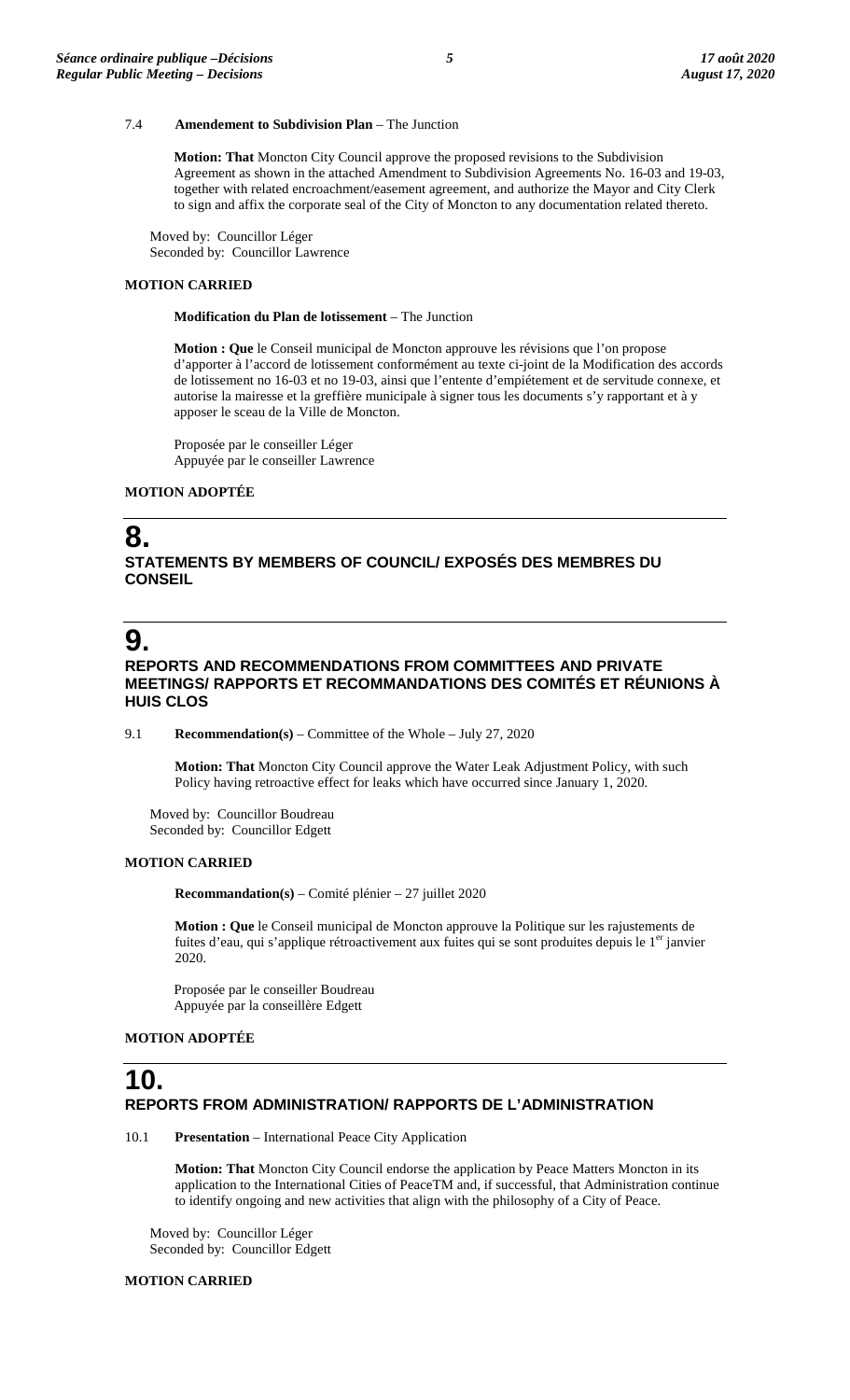7.4 **Amendement to Subdivision Plan** – The Junction

**Motion: That** Moncton City Council approve the proposed revisions to the Subdivision Agreement as shown in the attached Amendment to Subdivision Agreements No. 16-03 and 19-03, together with related encroachment/easement agreement, and authorize the Mayor and City Clerk to sign and affix the corporate seal of the City of Moncton to any documentation related thereto.

Moved by: Councillor Léger
Seconded by: Councillor Lawrence

**MOTION CARRIED**

**Modification du Plan de lotissement** – The Junction

**Motion : Que** le Conseil municipal de Moncton approuve les révisions que l'on propose d'apporter à l'accord de lotissement conformément au texte ci-joint de la Modification des accords de lotissement no 16-03 et no 19-03, ainsi que l'entente d'empiétement et de servitude connexe, et autorise la mairesse et la greffière municipale à signer tous les documents s'y rapportant et à y apposer le sceau de la Ville de Moncton.

Proposée par le conseiller Léger
Appuyée par le conseiller Lawrence

**MOTION ADOPTÉE**

# 8.
## STATEMENTS BY MEMBERS OF COUNCIL/ EXPOSÉS DES MEMBRES DU CONSEIL

# 9.
## REPORTS AND RECOMMENDATIONS FROM COMMITTEES AND PRIVATE MEETINGS/ RAPPORTS ET RECOMMANDATIONS DES COMITÉS ET RÉUNIONS À HUIS CLOS

9.1 **Recommendation(s)** – Committee of the Whole – July 27, 2020

**Motion: That** Moncton City Council approve the Water Leak Adjustment Policy, with such Policy having retroactive effect for leaks which have occurred since January 1, 2020.

Moved by: Councillor Boudreau
Seconded by: Councillor Edgett

**MOTION CARRIED**

**Recommandation(s)** – Comité plénier – 27 juillet 2020

**Motion : Que** le Conseil municipal de Moncton approuve la Politique sur les rajustements de fuites d'eau, qui s'applique rétroactivement aux fuites qui se sont produites depuis le 1er janvier 2020.

Proposée par le conseiller Boudreau
Appuyée par la conseillère Edgett

**MOTION ADOPTÉE**

# 10.
## REPORTS FROM ADMINISTRATION/ RAPPORTS DE L'ADMINISTRATION

10.1 **Presentation** – International Peace City Application

**Motion: That** Moncton City Council endorse the application by Peace Matters Moncton in its application to the International Cities of PeaceTM and, if successful, that Administration continue to identify ongoing and new activities that align with the philosophy of a City of Peace.

Moved by: Councillor Léger
Seconded by: Councillor Edgett

**MOTION CARRIED**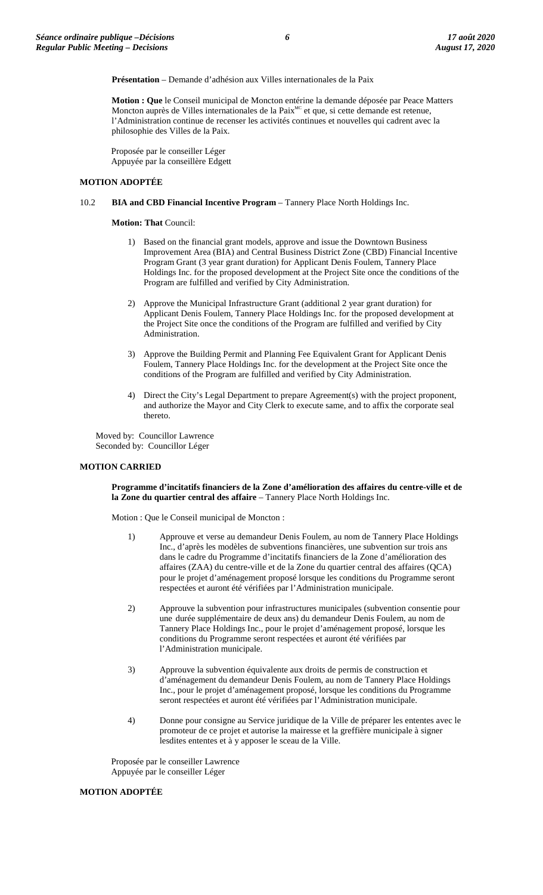**Présentation** – Demande d'adhésion aux Villes internationales de la Paix

**Motion : Que** le Conseil municipal de Moncton entérine la demande déposée par Peace Matters Moncton auprès de Villes internationales de la Paix[MC] et que, si cette demande est retenue, l'Administration continue de recenser les activités continues et nouvelles qui cadrent avec la philosophie des Villes de la Paix.

Proposée par le conseiller Léger
Appuyée par la conseillère Edgett

**MOTION ADOPTÉE**

10.2 **BIA and CBD Financial Incentive Program** – Tannery Place North Holdings Inc.

**Motion: That** Council:

1) Based on the financial grant models, approve and issue the Downtown Business Improvement Area (BIA) and Central Business District Zone (CBD) Financial Incentive Program Grant (3 year grant duration) for Applicant Denis Foulem, Tannery Place Holdings Inc. for the proposed development at the Project Site once the conditions of the Program are fulfilled and verified by City Administration.

2) Approve the Municipal Infrastructure Grant (additional 2 year grant duration) for Applicant Denis Foulem, Tannery Place Holdings Inc. for the proposed development at the Project Site once the conditions of the Program are fulfilled and verified by City Administration.

3) Approve the Building Permit and Planning Fee Equivalent Grant for Applicant Denis Foulem, Tannery Place Holdings Inc. for the development at the Project Site once the conditions of the Program are fulfilled and verified by City Administration.

4) Direct the City's Legal Department to prepare Agreement(s) with the project proponent, and authorize the Mayor and City Clerk to execute same, and to affix the corporate seal thereto.

Moved by: Councillor Lawrence
Seconded by: Councillor Léger

**MOTION CARRIED**

**Programme d'incitatifs financiers de la Zone d'amélioration des affaires du centre-ville et de la Zone du quartier central des affaire** – Tannery Place North Holdings Inc.

Motion : Que le Conseil municipal de Moncton :

1) Approuve et verse au demandeur Denis Foulem, au nom de Tannery Place Holdings Inc., d'après les modèles de subventions financières, une subvention sur trois ans dans le cadre du Programme d'incitatifs financiers de la Zone d'amélioration des affaires (ZAA) du centre-ville et de la Zone du quartier central des affaires (QCA) pour le projet d'aménagement proposé lorsque les conditions du Programme seront respectées et auront été vérifiées par l'Administration municipale.

2) Approuve la subvention pour infrastructures municipales (subvention consentie pour une durée supplémentaire de deux ans) du demandeur Denis Foulem, au nom de Tannery Place Holdings Inc., pour le projet d'aménagement proposé, lorsque les conditions du Programme seront respectées et auront été vérifiées par l'Administration municipale.

3) Approuve la subvention équivalente aux droits de permis de construction et d'aménagement du demandeur Denis Foulem, au nom de Tannery Place Holdings Inc., pour le projet d'aménagement proposé, lorsque les conditions du Programme seront respectées et auront été vérifiées par l'Administration municipale.

4) Donne pour consigne au Service juridique de la Ville de préparer les ententes avec le promoteur de ce projet et autorise la mairesse et la greffière municipale à signer lesdites ententes et à y apposer le sceau de la Ville.

Proposée par le conseiller Lawrence
Appuyée par le conseiller Léger

**MOTION ADOPTÉE**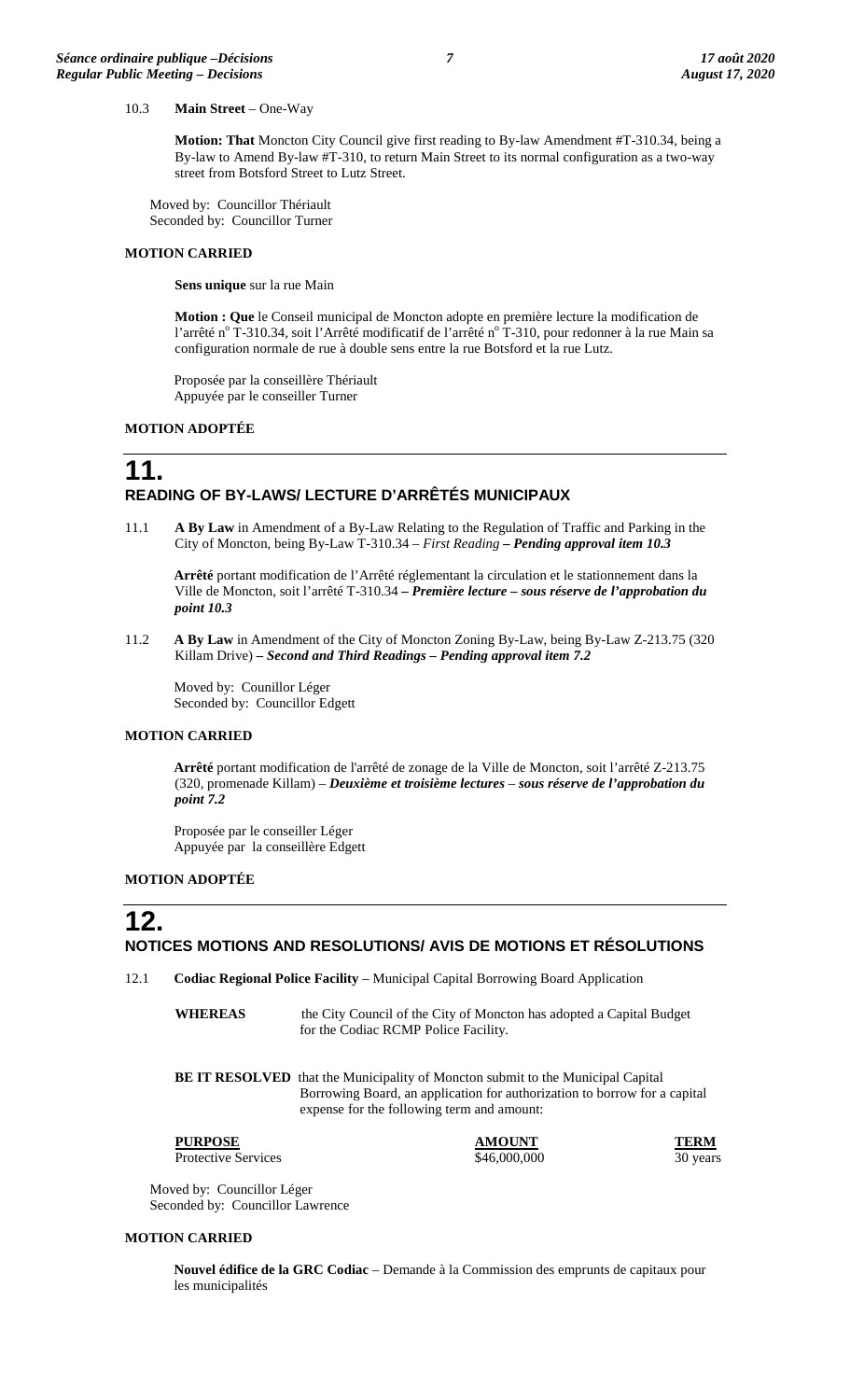10.3 **Main Street** – One-Way

**Motion: That** Moncton City Council give first reading to By-law Amendment #T-310.34, being a By-law to Amend By-law #T-310, to return Main Street to its normal configuration as a two-way street from Botsford Street to Lutz Street.

Moved by: Councillor Thériault
Seconded by: Councillor Turner

**MOTION CARRIED**

**Sens unique** sur la rue Main

**Motion : Que** le Conseil municipal de Moncton adopte en première lecture la modification de l'arrêté n° T-310.34, soit l'Arrêté modificatif de l'arrêté n° T-310, pour redonner à la rue Main sa configuration normale de rue à double sens entre la rue Botsford et la rue Lutz.

Proposée par la conseillère Thériault
Appuyée par le conseiller Turner

**MOTION ADOPTÉE**

# 11. READING OF BY-LAWS/ LECTURE D'ARRÊTÉS MUNICIPAUX

11.1 **A By Law** in Amendment of a By-Law Relating to the Regulation of Traffic and Parking in the City of Moncton, being By-Law T-310.34 – *First Reading* ***– Pending approval item 10.3***

**Arrêté** portant modification de l'Arrêté réglementant la circulation et le stationnement dans la Ville de Moncton, soit l'arrêté T-310.34 ***– Première lecture – sous réserve de l'approbation du point 10.3***

11.2 **A By Law** in Amendment of the City of Moncton Zoning By-Law, being By-Law Z-213.75 (320 Killam Drive) ***– Second and Third Readings – Pending approval item 7.2***

Moved by: Counillor Léger
Seconded by: Councillor Edgett

**MOTION CARRIED**

**Arrêté** portant modification de l'arrêté de zonage de la Ville de Moncton, soit l'arrêté Z-213.75 (320, promenade Killam) – ***Deuxième et troisième lectures – sous réserve de l'approbation du point 7.2***

Proposée par le conseiller Léger
Appuyée par la conseillère Edgett

**MOTION ADOPTÉE**

# 12. NOTICES MOTIONS AND RESOLUTIONS/ AVIS DE MOTIONS ET RÉSOLUTIONS

12.1 **Codiac Regional Police Facility** – Municipal Capital Borrowing Board Application

**WHEREAS** the City Council of the City of Moncton has adopted a Capital Budget for the Codiac RCMP Police Facility.

**BE IT RESOLVED** that the Municipality of Moncton submit to the Municipal Capital Borrowing Board, an application for authorization to borrow for a capital expense for the following term and amount:

| PURPOSE | AMOUNT | TERM |
|---|---|---|
| Protective Services | $46,000,000 | 30 years |

Moved by: Councillor Léger
Seconded by: Councillor Lawrence

**MOTION CARRIED**

**Nouvel édifice de la GRC Codiac** – Demande à la Commission des emprunts de capitaux pour les municipalités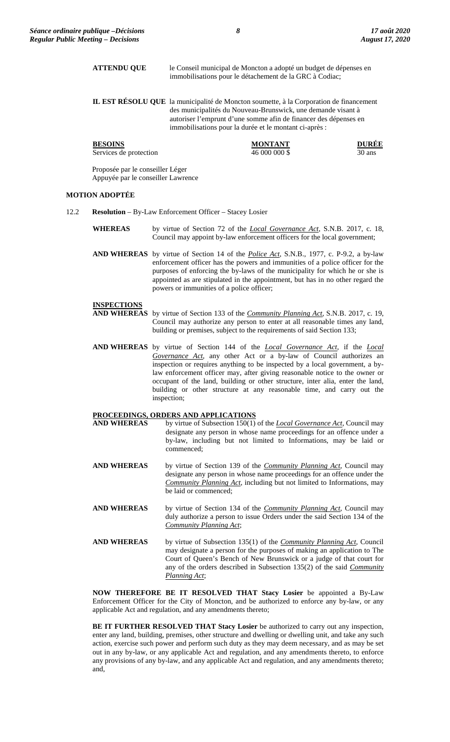**ATTENDU QUE** le Conseil municipal de Moncton a adopté un budget de dépenses en immobilisations pour le détachement de la GRC à Codiac;

**IL EST RÉSOLU QUE** la municipalité de Moncton soumette, à la Corporation de financement des municipalités du Nouveau-Brunswick, une demande visant à autoriser l'emprunt d'une somme afin de financer des dépenses en immobilisations pour la durée et le montant ci-après :

| **BESOINS** | **MONTANT** | **DURÉE** |
|---|---|---|
| Services de protection | 46 000 000 $ | 30 ans |

Proposée par le conseiller Léger
Appuyée par le conseiller Lawrence

**MOTION ADOPTÉE**

12.2 **Resolution** – By-Law Enforcement Officer – Stacey Losier

**WHEREAS** by virtue of Section 72 of the *Local Governance Act*, S.N.B. 2017, c. 18, Council may appoint by-law enforcement officers for the local government;

**AND WHEREAS** by virtue of Section 14 of the *Police Act*, S.N.B., 1977, c. P-9.2, a by-law enforcement officer has the powers and immunities of a police officer for the purposes of enforcing the by-laws of the municipality for which he or she is appointed as are stipulated in the appointment, but has in no other regard the powers or immunities of a police officer;

**INSPECTIONS**

**AND WHEREAS** by virtue of Section 133 of the *Community Planning Act*, S.N.B. 2017, c. 19, Council may authorize any person to enter at all reasonable times any land, building or premises, subject to the requirements of said Section 133;

**AND WHEREAS** by virtue of Section 144 of the *Local Governance Act*, if the *Local Governance Act*, any other Act or a by-law of Council authorizes an inspection or requires anything to be inspected by a local government, a by-law enforcement officer may, after giving reasonable notice to the owner or occupant of the land, building or other structure, inter alia, enter the land, building or other structure at any reasonable time, and carry out the inspection;

**PROCEEDINGS, ORDERS AND APPLICATIONS**

**AND WHEREAS** by virtue of Subsection 150(1) of the *Local Governance Act*, Council may designate any person in whose name proceedings for an offence under a by-law, including but not limited to Informations, may be laid or commenced;

**AND WHEREAS** by virtue of Section 139 of the *Community Planning Act*, Council may designate any person in whose name proceedings for an offence under the *Community Planning Act*, including but not limited to Informations, may be laid or commenced;

**AND WHEREAS** by virtue of Section 134 of the *Community Planning Act*, Council may duly authorize a person to issue Orders under the said Section 134 of the *Community Planning Act*;

**AND WHEREAS** by virtue of Subsection 135(1) of the *Community Planning Act*, Council may designate a person for the purposes of making an application to The Court of Queen's Bench of New Brunswick or a judge of that court for any of the orders described in Subsection 135(2) of the said *Community Planning Act*;

**NOW THEREFORE BE IT RESOLVED THAT Stacy Losier** be appointed a By-Law Enforcement Officer for the City of Moncton, and be authorized to enforce any by-law, or any applicable Act and regulation, and any amendments thereto;

**BE IT FURTHER RESOLVED THAT Stacy Losier** be authorized to carry out any inspection, enter any land, building, premises, other structure and dwelling or dwelling unit, and take any such action, exercise such power and perform such duty as they may deem necessary, and as may be set out in any by-law, or any applicable Act and regulation, and any amendments thereto, to enforce any provisions of any by-law, and any applicable Act and regulation, and any amendments thereto; and,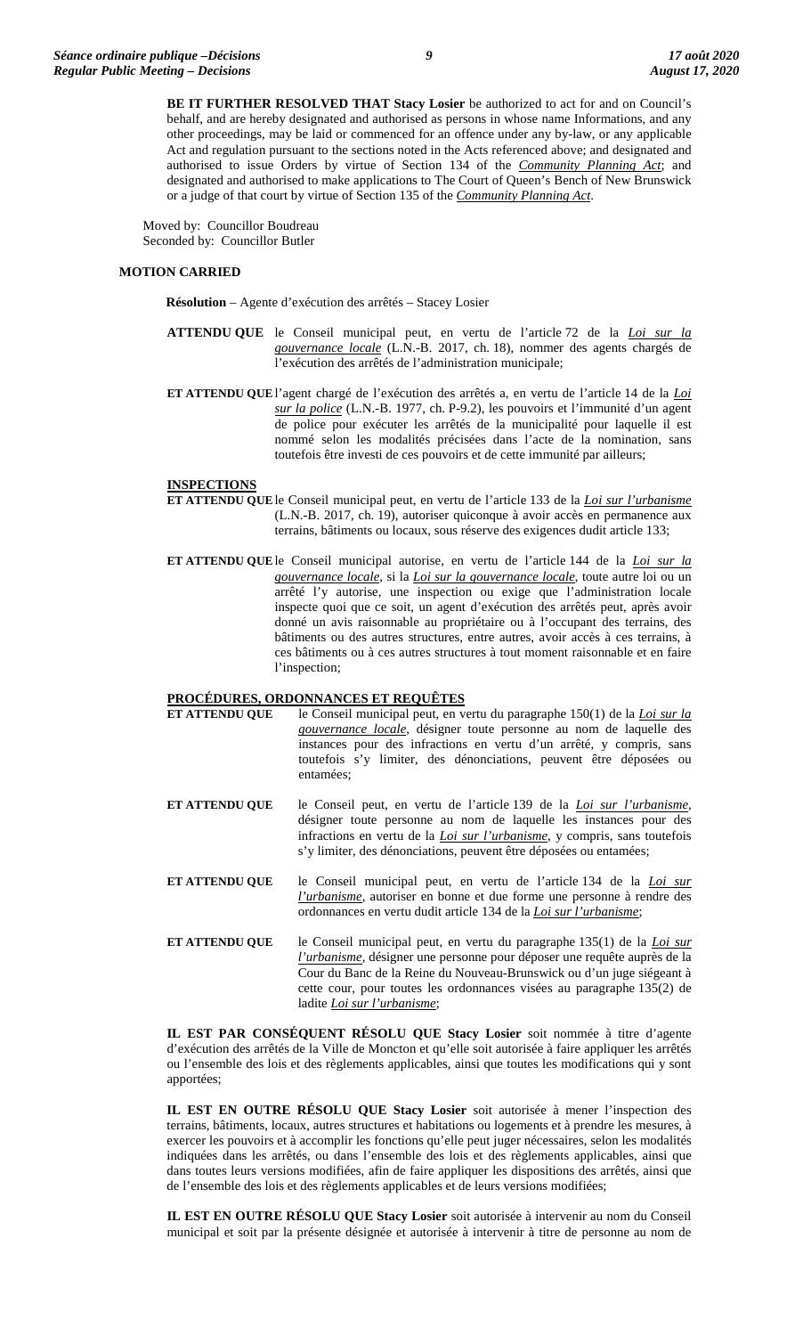**BE IT FURTHER RESOLVED THAT Stacy Losier** be authorized to act for and on Council's behalf, and are hereby designated and authorised as persons in whose name Informations, and any other proceedings, may be laid or commenced for an offence under any by-law, or any applicable Act and regulation pursuant to the sections noted in the Acts referenced above; and designated and authorised to issue Orders by virtue of Section 134 of the ***Community Planning Act***; and designated and authorised to make applications to The Court of Queen's Bench of New Brunswick or a judge of that court by virtue of Section 135 of the ***Community Planning Act***.

Moved by: Councillor Boudreau
Seconded by: Councillor Butler

**MOTION CARRIED**

**Résolution** – Agente d'exécution des arrêtés – Stacey Losier

**ATTENDU QUE** le Conseil municipal peut, en vertu de l'article 72 de la ***Loi sur la gouvernance locale*** (L.N.-B. 2017, ch. 18), nommer des agents chargés de l'exécution des arrêtés de l'administration municipale;

**ET ATTENDU QUE** l'agent chargé de l'exécution des arrêtés a, en vertu de l'article 14 de la ***Loi sur la police*** (L.N.-B. 1977, ch. P-9.2), les pouvoirs et l'immunité d'un agent de police pour exécuter les arrêtés de la municipalité pour laquelle il est nommé selon les modalités précisées dans l'acte de la nomination, sans toutefois être investi de ces pouvoirs et de cette immunité par ailleurs;

**INSPECTIONS**

**ET ATTENDU QUE** le Conseil municipal peut, en vertu de l'article 133 de la ***Loi sur l'urbanisme*** (L.N.-B. 2017, ch. 19), autoriser quiconque à avoir accès en permanence aux terrains, bâtiments ou locaux, sous réserve des exigences dudit article 133;

**ET ATTENDU QUE** le Conseil municipal autorise, en vertu de l'article 144 de la ***Loi sur la gouvernance locale***, si la ***Loi sur la gouvernance locale***, toute autre loi ou un arrêté l'y autorise, une inspection ou exige que l'administration locale inspecte quoi que ce soit, un agent d'exécution des arrêtés peut, après avoir donné un avis raisonnable au propriétaire ou à l'occupant des terrains, des bâtiments ou des autres structures, entre autres, avoir accès à ces terrains, à ces bâtiments ou à ces autres structures à tout moment raisonnable et en faire l'inspection;

**PROCÉDURES, ORDONNANCES ET REQUÊTES**

**ET ATTENDU QUE** le Conseil municipal peut, en vertu du paragraphe 150(1) de la ***Loi sur la gouvernance locale***, désigner toute personne au nom de laquelle des instances pour des infractions en vertu d'un arrêté, y compris, sans toutefois s'y limiter, des dénonciations, peuvent être déposées ou entamées;

**ET ATTENDU QUE** le Conseil peut, en vertu de l'article 139 de la ***Loi sur l'urbanisme***, désigner toute personne au nom de laquelle les instances pour des infractions en vertu de la ***Loi sur l'urbanisme***, y compris, sans toutefois s'y limiter, des dénonciations, peuvent être déposées ou entamées;

**ET ATTENDU QUE** le Conseil municipal peut, en vertu de l'article 134 de la ***Loi sur l'urbanisme***, autoriser en bonne et due forme une personne à rendre des ordonnances en vertu dudit article 134 de la ***Loi sur l'urbanisme***;

**ET ATTENDU QUE** le Conseil municipal peut, en vertu du paragraphe 135(1) de la ***Loi sur l'urbanisme***, désigner une personne pour déposer une requête auprès de la Cour du Banc de la Reine du Nouveau-Brunswick ou d'un juge siégeant à cette cour, pour toutes les ordonnances visées au paragraphe 135(2) de ladite ***Loi sur l'urbanisme***;

**IL EST PAR CONSÉQUENT RÉSOLU QUE Stacy Losier** soit nommée à titre d'agente d'exécution des arrêtés de la Ville de Moncton et qu'elle soit autorisée à faire appliquer les arrêtés ou l'ensemble des lois et des règlements applicables, ainsi que toutes les modifications qui y sont apportées;

**IL EST EN OUTRE RÉSOLU QUE Stacy Losier** soit autorisée à mener l'inspection des terrains, bâtiments, locaux, autres structures et habitations ou logements et à prendre les mesures, à exercer les pouvoirs et à accomplir les fonctions qu'elle peut juger nécessaires, selon les modalités indiquées dans les arrêtés, ou dans l'ensemble des lois et des règlements applicables, ainsi que dans toutes leurs versions modifiées, afin de faire appliquer les dispositions des arrêtés, ainsi que de l'ensemble des lois et des règlements applicables et de leurs versions modifiées;

**IL EST EN OUTRE RÉSOLU QUE Stacy Losier** soit autorisée à intervenir au nom du Conseil municipal et soit par la présente désignée et autorisée à intervenir à titre de personne au nom de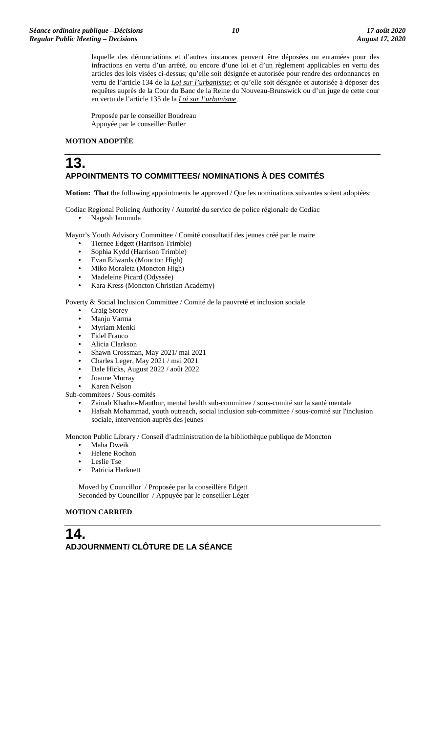laquelle des dénonciations et d'autres instances peuvent être déposées ou entamées pour des infractions en vertu d'un arrêté, ou encore d'une loi et d'un règlement applicables en vertu des articles des lois visées ci-dessus; qu'elle soit désignée et autorisée pour rendre des ordonnances en vertu de l'article 134 de la ***Loi sur l'urbanisme***; et qu'elle soit désignée et autorisée à déposer des requêtes auprès de la Cour du Banc de la Reine du Nouveau-Brunswick ou d'un juge de cette cour en vertu de l'article 135 de la ***Loi sur l'urbanisme***.

Proposée par le conseiller Boudreau
Appuyée par le conseiller Butler

**MOTION ADOPTÉE**

## 13. APPOINTMENTS TO COMMITTEES/ NOMINATIONS À DES COMITÉS

**Motion: That** the following appointments be approved / Que les nominations suivantes soient adoptées:

Codiac Regional Policing Authority / Autorité du service de police régionale de Codiac

- Nagesh Jammula

Mayor's Youth Advisory Committee / Comité consultatif des jeunes créé par le maire

- Tiernee Edgett (Harrison Trimble)
- Sophia Kydd (Harrison Trimble)
- Evan Edwards (Moncton High)
- Miko Moraleta (Moncton High)
- Madeleine Picard (Odyssée)
- Kara Kress (Moncton Christian Academy)

Poverty & Social Inclusion Committee / Comité de la pauvreté et inclusion sociale

- Craig Storey
- Manju Varma
- Myriam Menki
- Fidel Franco
- Alicia Clarkson
- Shawn Crossman, May 2021/ mai 2021
- Charles Leger, May 2021 / mai 2021
- Dale Hicks, August 2022 / août 2022
- Joanne Murray
- Karen Nelson

Sub-commitees / Sous-comités

- Zainab Khadoo-Mautbur, mental health sub-committee / sous-comité sur la santé mentale
- Hafsah Mohammad, youth outreach, social inclusion sub-committee / sous-comité sur l'inclusion sociale, intervention auprès des jeunes

Moncton Public Library / Conseil d'administration de la bibliothèque publique de Moncton

- Maha Dweik
- Helene Rochon
- Leslie Tse
- Patricia Harknett

Moved by Councillor / Proposée par la conseillère Edgett
Seconded by Councillor / Appuyée par le conseiller Léger

**MOTION CARRIED**

## 14. ADJOURNMENT/ CLÔTURE DE LA SÉANCE